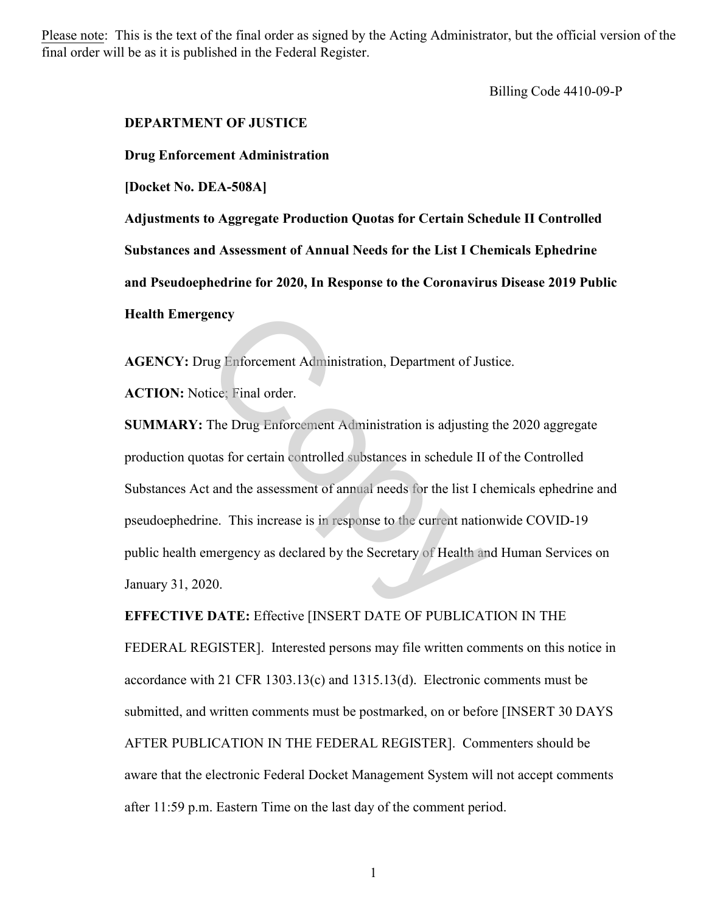Please note: This is the text of the final order as signed by the Acting Administrator, but the official version of the final order will be as it is published in the Federal Register.

Billing Code 4410-09-P

**DEPARTMENT OF JUSTICE**

**Drug Enforcement Administration**

**[Docket No. DEA-508A]**

**Adjustments to Aggregate Production Quotas for Certain Schedule II Controlled Substances and Assessment of Annual Needs for the List I Chemicals Ephedrine and Pseudoephedrine for 2020, In Response to the Coronavirus Disease 2019 Public Health Emergency**

**AGENCY:** Drug Enforcement Administration, Department of Justice.

**ACTION:** Notice; Final order.

**SUMMARY:** The Drug Enforcement Administration is adjusting the 2020 aggregate production quotas for certain controlled substances in schedule II of the Controlled Substances Act and the assessment of annual needs for the list I chemicals ephedrine and pseudoephedrine. This increase is in response to the current nationwide COVID-19 public health emergency as declared by the Secretary of Health and Human Services on January 31, 2020.

**EFFECTIVE DATE:** Effective [INSERT DATE OF PUBLICATION IN THE FEDERAL REGISTER]. Interested persons may file written comments on this notice in accordance with 21 CFR 1303.13(c) and 1315.13(d). Electronic comments must be submitted, and written comments must be postmarked, on or before [INSERT 30 DAYS AFTER PUBLICATION IN THE FEDERAL REGISTER]. Commenters should be aware that the electronic Federal Docket Management System will not accept comments after 11:59 p.m. Eastern Time on the last day of the comment period.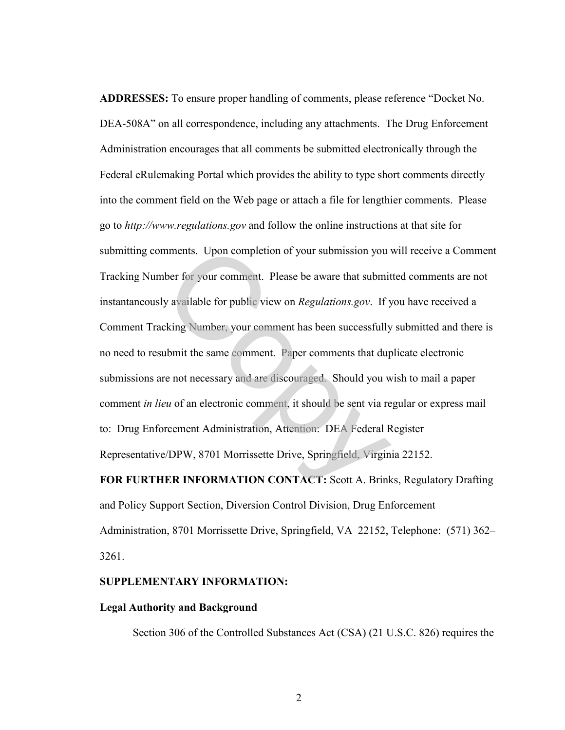**ADDRESSES:** To ensure proper handling of comments, please reference "Docket No. DEA-508A" on all correspondence, including any attachments. The Drug Enforcement Administration encourages that all comments be submitted electronically through the Federal eRulemaking Portal which provides the ability to type short comments directly into the comment field on the Web page or attach a file for lengthier comments. Please go to *http://www.regulations.gov* and follow the online instructions at that site for submitting comments. Upon completion of your submission you will receive a Comment Tracking Number for your comment. Please be aware that submitted comments are not instantaneously available for public view on *Regulations.gov*. If you have received a Comment Tracking Number, your comment has been successfully submitted and there is no need to resubmit the same comment. Paper comments that duplicate electronic submissions are not necessary and are discouraged. Should you wish to mail a paper comment *in lieu* of an electronic comment, it should be sent via regular or express mail to: Drug Enforcement Administration, Attention: DEA Federal Register Representative/DPW, 8701 Morrissette Drive, Springfield, Virginia 22152.

**FOR FURTHER INFORMATION CONTACT:** Scott A. Brinks, Regulatory Drafting and Policy Support Section, Diversion Control Division, Drug Enforcement Administration, 8701 Morrissette Drive, Springfield, VA 22152, Telephone: (571) 362–3261.

**SUPPLEMENTARY INFORMATION:**

**Legal Authority and Background**

Section 306 of the Controlled Substances Act (CSA) (21 U.S.C. 826) requires the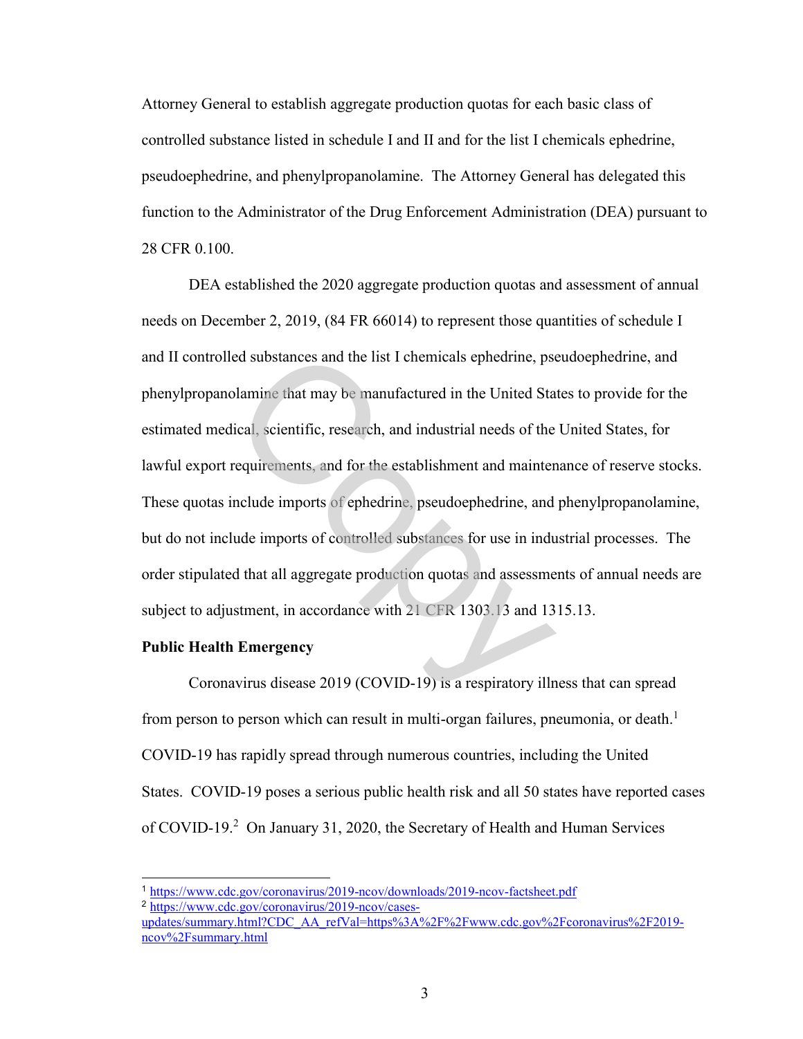Attorney General to establish aggregate production quotas for each basic class of controlled substance listed in schedule I and II and for the list I chemicals ephedrine, pseudoephedrine, and phenylpropanolamine. The Attorney General has delegated this function to the Administrator of the Drug Enforcement Administration (DEA) pursuant to 28 CFR 0.100.

DEA established the 2020 aggregate production quotas and assessment of annual needs on December 2, 2019, (84 FR 66014) to represent those quantities of schedule I and II controlled substances and the list I chemicals ephedrine, pseudoephedrine, and phenylpropanolamine that may be manufactured in the United States to provide for the estimated medical, scientific, research, and industrial needs of the United States, for lawful export requirements, and for the establishment and maintenance of reserve stocks. These quotas include imports of ephedrine, pseudoephedrine, and phenylpropanolamine, but do not include imports of controlled substances for use in industrial processes. The order stipulated that all aggregate production quotas and assessments of annual needs are subject to adjustment, in accordance with 21 CFR 1303.13 and 1315.13.

**Public Health Emergency**

Coronavirus disease 2019 (COVID-19) is a respiratory illness that can spread from person to person which can result in multi-organ failures, pneumonia, or death.[1] COVID-19 has rapidly spread through numerous countries, including the United States. COVID-19 poses a serious public health risk and all 50 states have reported cases of COVID-19.[2] On January 31, 2020, the Secretary of Health and Human Services

---

[1] https://www.cdc.gov/coronavirus/2019-ncov/downloads/2019-ncov-factsheet.pdf

[2] https://www.cdc.gov/coronavirus/2019-ncov/cases-updates/summary.html?CDC_AA_refVal=https%3A%2F%2Fwww.cdc.gov%2Fcoronavirus%2F2019-ncov%2Fsummary.html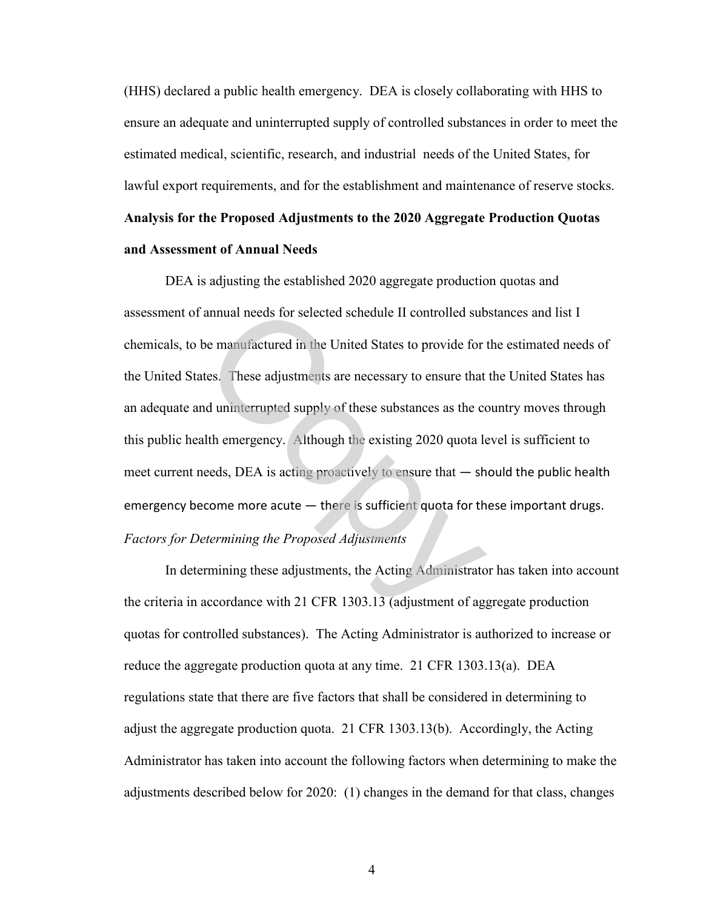(HHS) declared a public health emergency. DEA is closely collaborating with HHS to ensure an adequate and uninterrupted supply of controlled substances in order to meet the estimated medical, scientific, research, and industrial needs of the United States, for lawful export requirements, and for the establishment and maintenance of reserve stocks.

**Analysis for the Proposed Adjustments to the 2020 Aggregate Production Quotas and Assessment of Annual Needs**

DEA is adjusting the established 2020 aggregate production quotas and assessment of annual needs for selected schedule II controlled substances and list I chemicals, to be manufactured in the United States to provide for the estimated needs of the United States. These adjustments are necessary to ensure that the United States has an adequate and uninterrupted supply of these substances as the country moves through this public health emergency. Although the existing 2020 quota level is sufficient to meet current needs, DEA is acting proactively to ensure that — should the public health emergency become more acute — there is sufficient quota for these important drugs.

*Factors for Determining the Proposed Adjustments*

In determining these adjustments, the Acting Administrator has taken into account the criteria in accordance with 21 CFR 1303.13 (adjustment of aggregate production quotas for controlled substances). The Acting Administrator is authorized to increase or reduce the aggregate production quota at any time. 21 CFR 1303.13(a). DEA regulations state that there are five factors that shall be considered in determining to adjust the aggregate production quota. 21 CFR 1303.13(b). Accordingly, the Acting Administrator has taken into account the following factors when determining to make the adjustments described below for 2020: (1) changes in the demand for that class, changes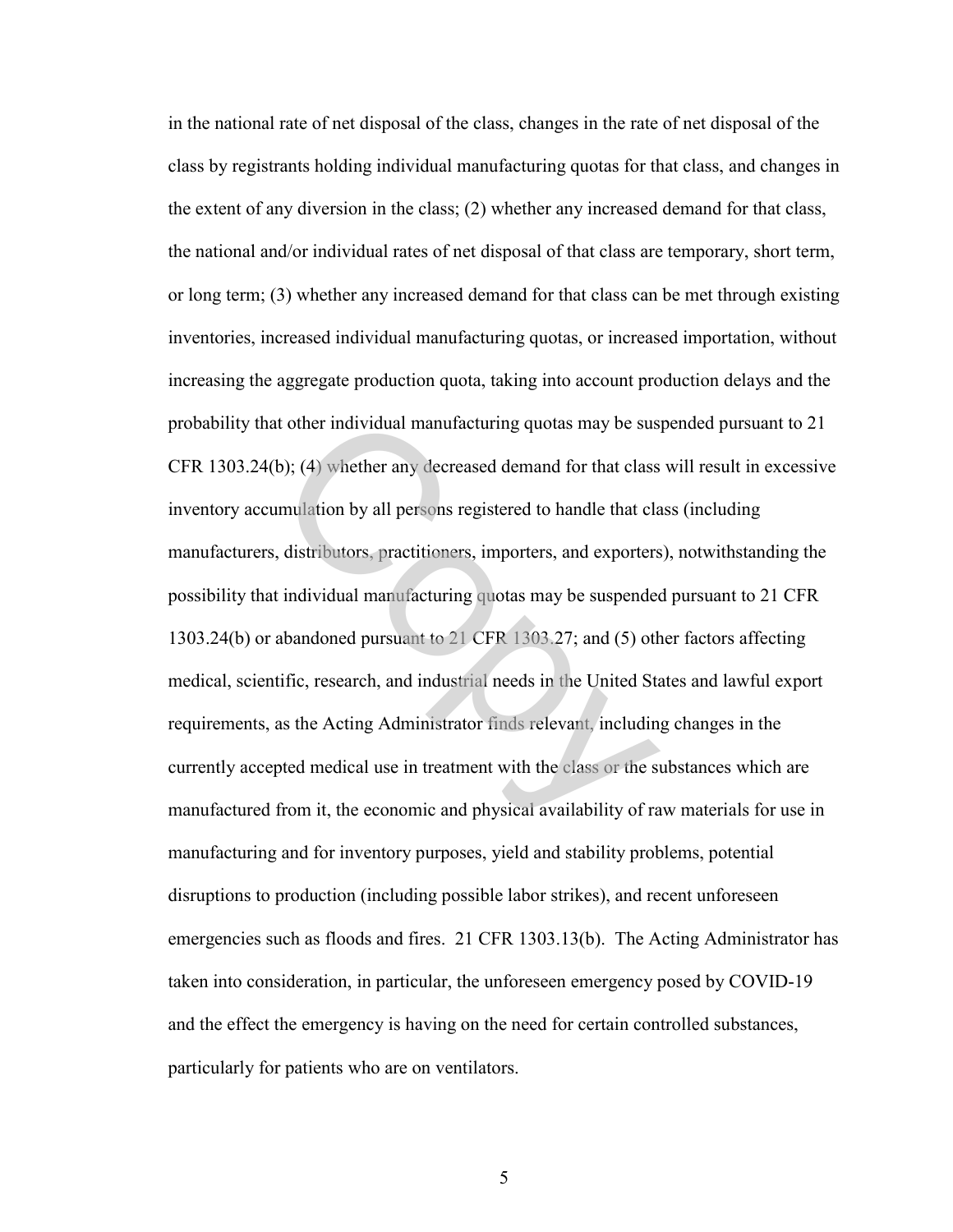in the national rate of net disposal of the class, changes in the rate of net disposal of the class by registrants holding individual manufacturing quotas for that class, and changes in the extent of any diversion in the class; (2) whether any increased demand for that class, the national and/or individual rates of net disposal of that class are temporary, short term, or long term; (3) whether any increased demand for that class can be met through existing inventories, increased individual manufacturing quotas, or increased importation, without increasing the aggregate production quota, taking into account production delays and the probability that other individual manufacturing quotas may be suspended pursuant to 21 CFR 1303.24(b); (4) whether any decreased demand for that class will result in excessive inventory accumulation by all persons registered to handle that class (including manufacturers, distributors, practitioners, importers, and exporters), notwithstanding the possibility that individual manufacturing quotas may be suspended pursuant to 21 CFR 1303.24(b) or abandoned pursuant to 21 CFR 1303.27; and (5) other factors affecting medical, scientific, research, and industrial needs in the United States and lawful export requirements, as the Acting Administrator finds relevant, including changes in the currently accepted medical use in treatment with the class or the substances which are manufactured from it, the economic and physical availability of raw materials for use in manufacturing and for inventory purposes, yield and stability problems, potential disruptions to production (including possible labor strikes), and recent unforeseen emergencies such as floods and fires. 21 CFR 1303.13(b). The Acting Administrator has taken into consideration, in particular, the unforeseen emergency posed by COVID-19 and the effect the emergency is having on the need for certain controlled substances, particularly for patients who are on ventilators.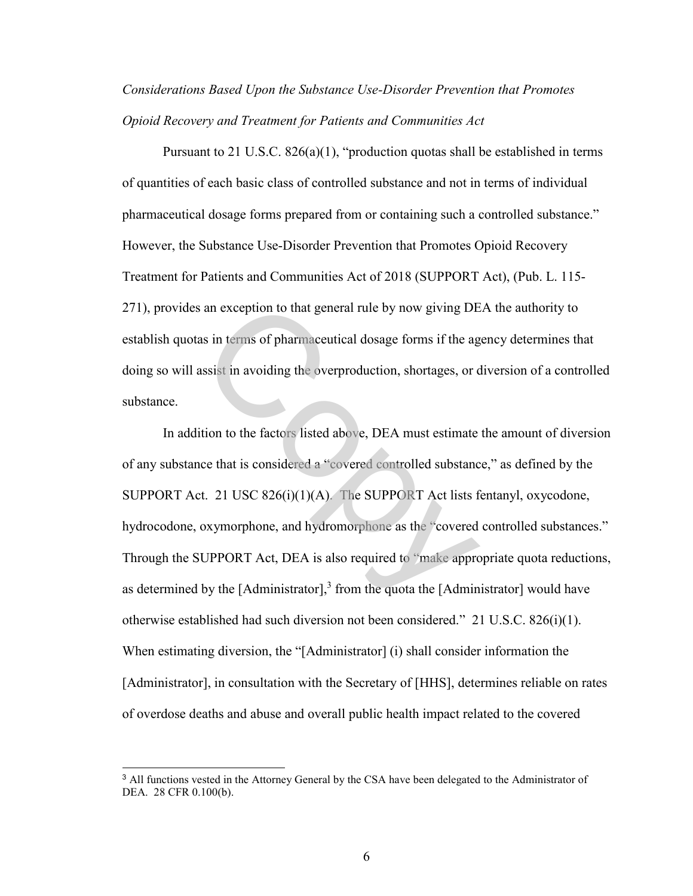*Considerations Based Upon the Substance Use-Disorder Prevention that Promotes Opioid Recovery and Treatment for Patients and Communities Act*

Pursuant to 21 U.S.C. 826(a)(1), "production quotas shall be established in terms of quantities of each basic class of controlled substance and not in terms of individual pharmaceutical dosage forms prepared from or containing such a controlled substance." However, the Substance Use-Disorder Prevention that Promotes Opioid Recovery Treatment for Patients and Communities Act of 2018 (SUPPORT Act), (Pub. L. 115-271), provides an exception to that general rule by now giving DEA the authority to establish quotas in terms of pharmaceutical dosage forms if the agency determines that doing so will assist in avoiding the overproduction, shortages, or diversion of a controlled substance.

In addition to the factors listed above, DEA must estimate the amount of diversion of any substance that is considered a "covered controlled substance," as defined by the SUPPORT Act. 21 USC 826(i)(1)(A). The SUPPORT Act lists fentanyl, oxycodone, hydrocodone, oxymorphone, and hydromorphone as the "covered controlled substances." Through the SUPPORT Act, DEA is also required to "make appropriate quota reductions, as determined by the [Administrator],[3] from the quota the [Administrator] would have otherwise established had such diversion not been considered." 21 U.S.C. 826(i)(1). When estimating diversion, the "[Administrator] (i) shall consider information the [Administrator], in consultation with the Secretary of [HHS], determines reliable on rates of overdose deaths and abuse and overall public health impact related to the covered

[3] All functions vested in the Attorney General by the CSA have been delegated to the Administrator of DEA. 28 CFR 0.100(b).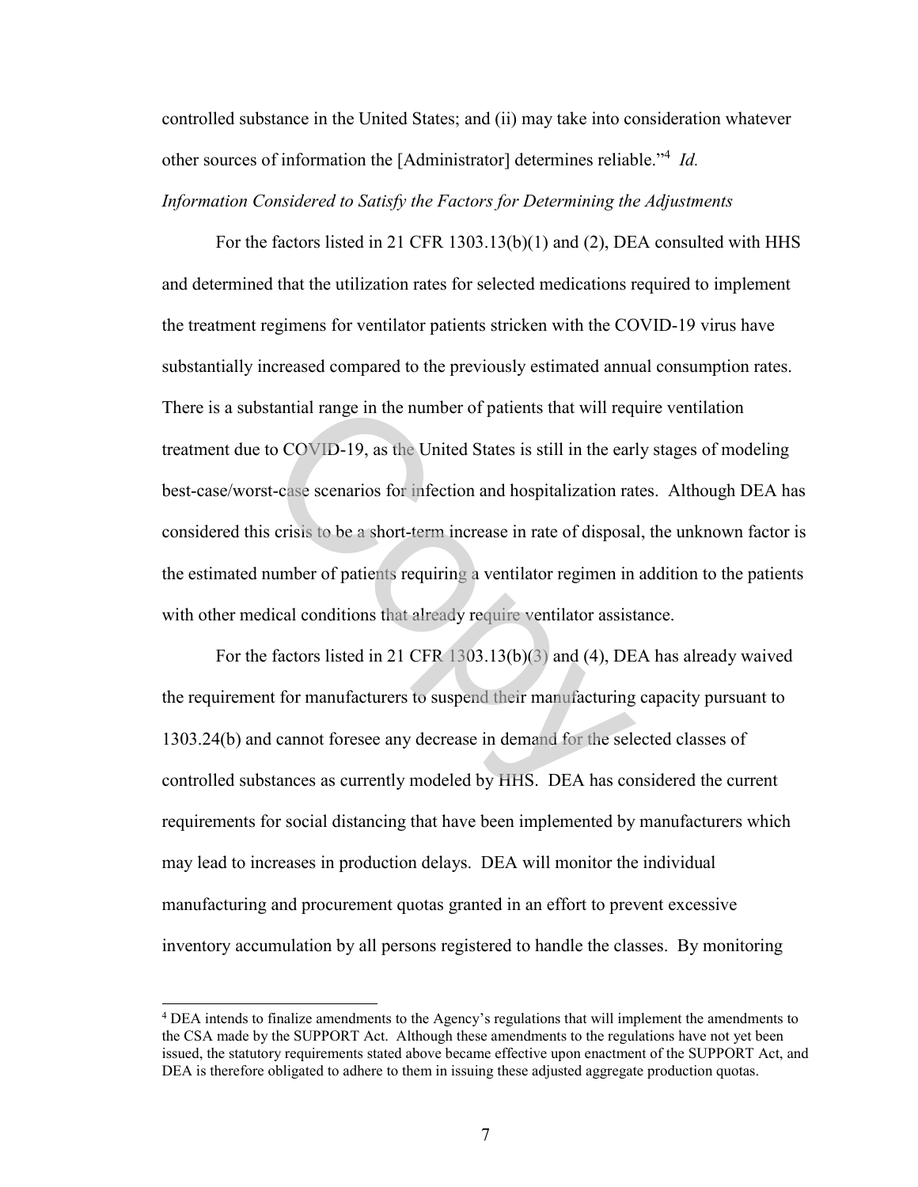controlled substance in the United States; and (ii) may take into consideration whatever other sources of information the [Administrator] determines reliable."[4] *Id.*

*Information Considered to Satisfy the Factors for Determining the Adjustments*

For the factors listed in 21 CFR 1303.13(b)(1) and (2), DEA consulted with HHS and determined that the utilization rates for selected medications required to implement the treatment regimens for ventilator patients stricken with the COVID-19 virus have substantially increased compared to the previously estimated annual consumption rates. There is a substantial range in the number of patients that will require ventilation treatment due to COVID-19, as the United States is still in the early stages of modeling best-case/worst-case scenarios for infection and hospitalization rates. Although DEA has considered this crisis to be a short-term increase in rate of disposal, the unknown factor is the estimated number of patients requiring a ventilator regimen in addition to the patients with other medical conditions that already require ventilator assistance.

For the factors listed in 21 CFR 1303.13(b)(3) and (4), DEA has already waived the requirement for manufacturers to suspend their manufacturing capacity pursuant to 1303.24(b) and cannot foresee any decrease in demand for the selected classes of controlled substances as currently modeled by HHS. DEA has considered the current requirements for social distancing that have been implemented by manufacturers which may lead to increases in production delays. DEA will monitor the individual manufacturing and procurement quotas granted in an effort to prevent excessive inventory accumulation by all persons registered to handle the classes. By monitoring

[4] DEA intends to finalize amendments to the Agency's regulations that will implement the amendments to the CSA made by the SUPPORT Act. Although these amendments to the regulations have not yet been issued, the statutory requirements stated above became effective upon enactment of the SUPPORT Act, and DEA is therefore obligated to adhere to them in issuing these adjusted aggregate production quotas.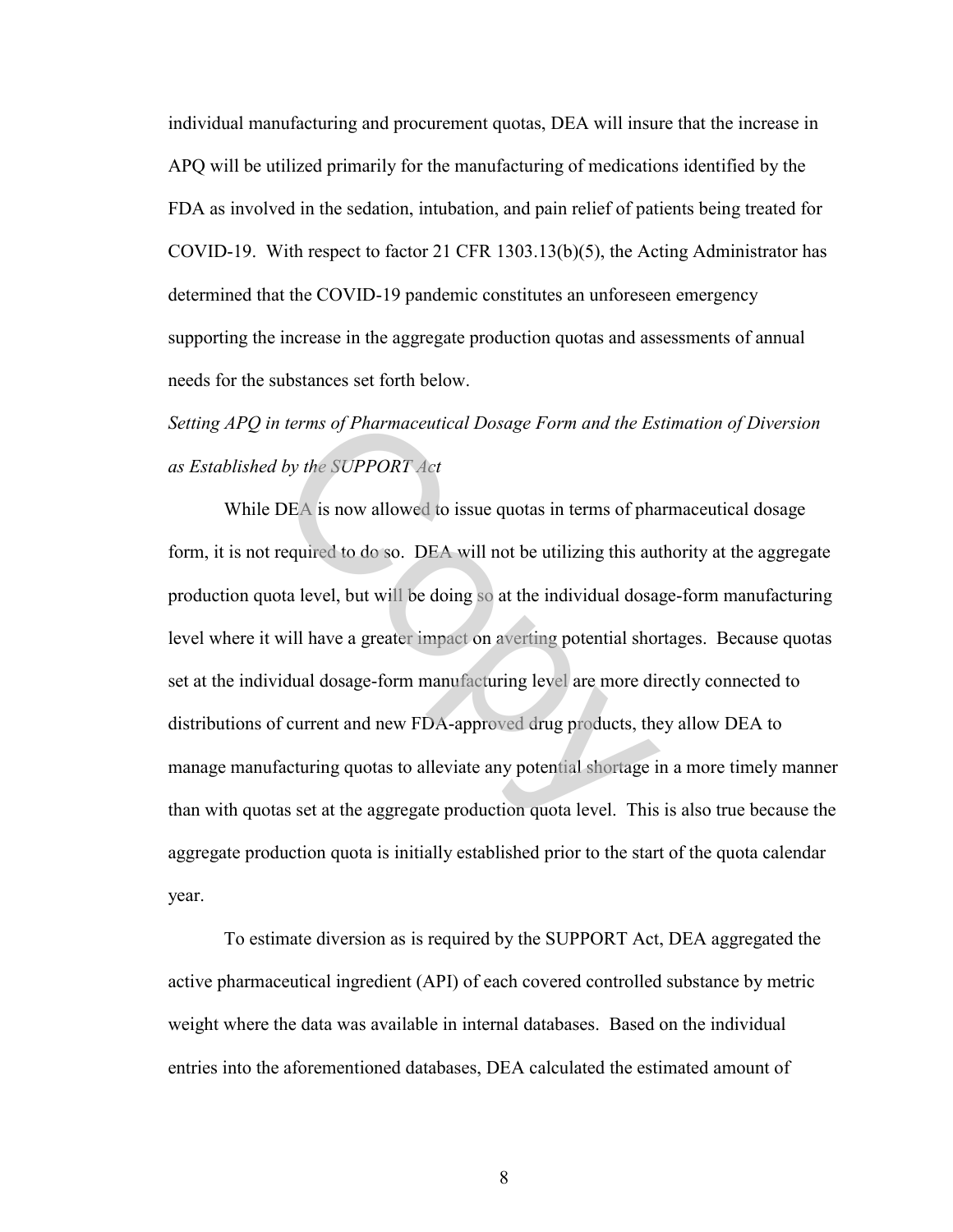individual manufacturing and procurement quotas, DEA will insure that the increase in APQ will be utilized primarily for the manufacturing of medications identified by the FDA as involved in the sedation, intubation, and pain relief of patients being treated for COVID-19. With respect to factor 21 CFR 1303.13(b)(5), the Acting Administrator has determined that the COVID-19 pandemic constitutes an unforeseen emergency supporting the increase in the aggregate production quotas and assessments of annual needs for the substances set forth below.

*Setting APQ in terms of Pharmaceutical Dosage Form and the Estimation of Diversion as Established by the SUPPORT Act*

While DEA is now allowed to issue quotas in terms of pharmaceutical dosage form, it is not required to do so. DEA will not be utilizing this authority at the aggregate production quota level, but will be doing so at the individual dosage-form manufacturing level where it will have a greater impact on averting potential shortages. Because quotas set at the individual dosage-form manufacturing level are more directly connected to distributions of current and new FDA-approved drug products, they allow DEA to manage manufacturing quotas to alleviate any potential shortage in a more timely manner than with quotas set at the aggregate production quota level. This is also true because the aggregate production quota is initially established prior to the start of the quota calendar year.

To estimate diversion as is required by the SUPPORT Act, DEA aggregated the active pharmaceutical ingredient (API) of each covered controlled substance by metric weight where the data was available in internal databases. Based on the individual entries into the aforementioned databases, DEA calculated the estimated amount of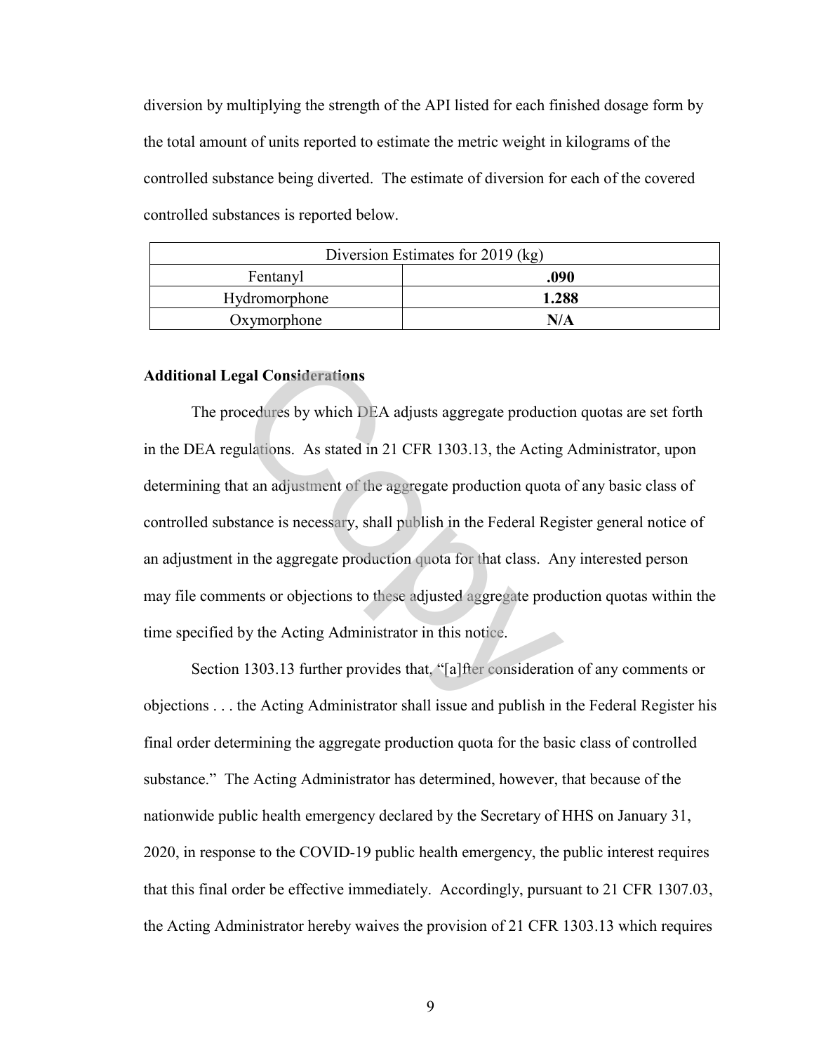diversion by multiplying the strength of the API listed for each finished dosage form by the total amount of units reported to estimate the metric weight in kilograms of the controlled substance being diverted. The estimate of diversion for each of the covered controlled substances is reported below.

| Diversion Estimates for 2019 (kg) | |
|---|---|
| Fentanyl | **.090** |
| Hydromorphone | **1.288** |
| Oxymorphone | **N/A** |

**Additional Legal Considerations**

The procedures by which DEA adjusts aggregate production quotas are set forth in the DEA regulations. As stated in 21 CFR 1303.13, the Acting Administrator, upon determining that an adjustment of the aggregate production quota of any basic class of controlled substance is necessary, shall publish in the Federal Register general notice of an adjustment in the aggregate production quota for that class. Any interested person may file comments or objections to these adjusted aggregate production quotas within the time specified by the Acting Administrator in this notice.

Section 1303.13 further provides that, "[a]fter consideration of any comments or objections . . . the Acting Administrator shall issue and publish in the Federal Register his final order determining the aggregate production quota for the basic class of controlled substance." The Acting Administrator has determined, however, that because of the nationwide public health emergency declared by the Secretary of HHS on January 31, 2020, in response to the COVID-19 public health emergency, the public interest requires that this final order be effective immediately. Accordingly, pursuant to 21 CFR 1307.03, the Acting Administrator hereby waives the provision of 21 CFR 1303.13 which requires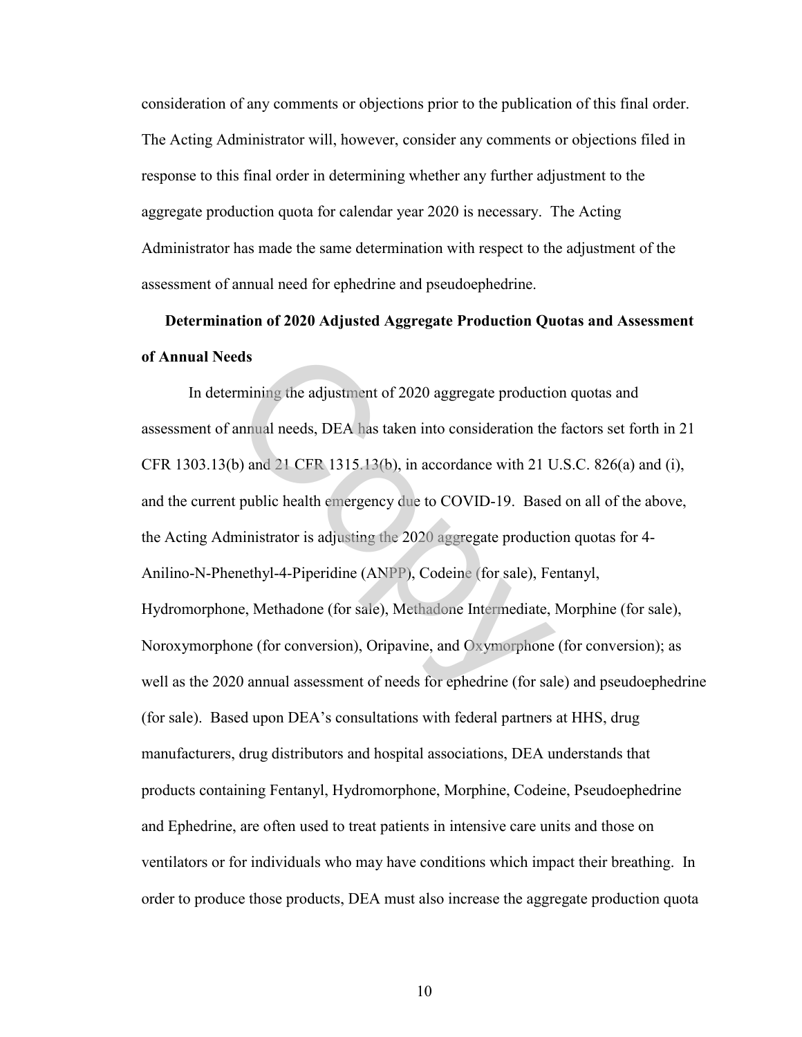consideration of any comments or objections prior to the publication of this final order. The Acting Administrator will, however, consider any comments or objections filed in response to this final order in determining whether any further adjustment to the aggregate production quota for calendar year 2020 is necessary. The Acting Administrator has made the same determination with respect to the adjustment of the assessment of annual need for ephedrine and pseudoephedrine.

## Determination of 2020 Adjusted Aggregate Production Quotas and Assessment of Annual Needs

In determining the adjustment of 2020 aggregate production quotas and assessment of annual needs, DEA has taken into consideration the factors set forth in 21 CFR 1303.13(b) and 21 CFR 1315.13(b), in accordance with 21 U.S.C. 826(a) and (i), and the current public health emergency due to COVID-19. Based on all of the above, the Acting Administrator is adjusting the 2020 aggregate production quotas for 4-Anilino-N-Phenethyl-4-Piperidine (ANPP), Codeine (for sale), Fentanyl, Hydromorphone, Methadone (for sale), Methadone Intermediate, Morphine (for sale), Noroxymorphone (for conversion), Oripavine, and Oxymorphone (for conversion); as well as the 2020 annual assessment of needs for ephedrine (for sale) and pseudoephedrine (for sale). Based upon DEA's consultations with federal partners at HHS, drug manufacturers, drug distributors and hospital associations, DEA understands that products containing Fentanyl, Hydromorphone, Morphine, Codeine, Pseudoephedrine and Ephedrine, are often used to treat patients in intensive care units and those on ventilators or for individuals who may have conditions which impact their breathing. In order to produce those products, DEA must also increase the aggregate production quota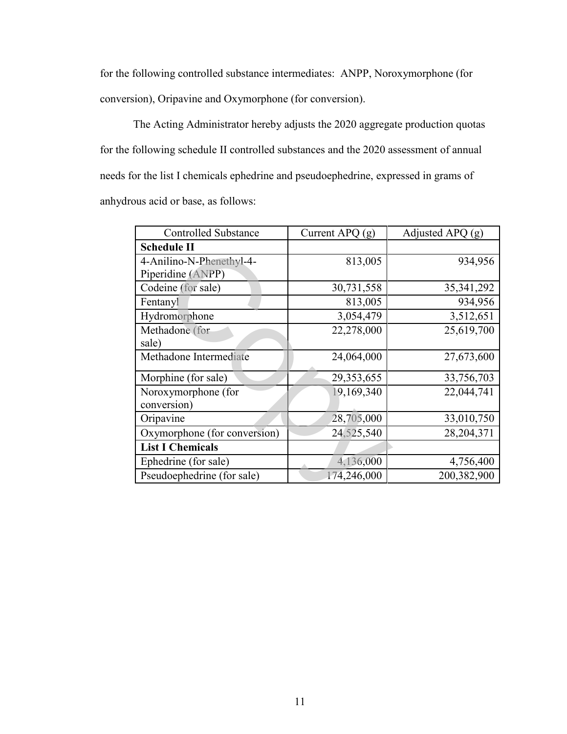for the following controlled substance intermediates: ANPP, Noroxymorphone (for conversion), Oripavine and Oxymorphone (for conversion).

The Acting Administrator hereby adjusts the 2020 aggregate production quotas for the following schedule II controlled substances and the 2020 assessment of annual needs for the list I chemicals ephedrine and pseudoephedrine, expressed in grams of anhydrous acid or base, as follows:

| Controlled Substance | Current APQ (g) | Adjusted APQ (g) |
|---|---|---|
| **Schedule II** | | |
| 4-Anilino-N-Phenethyl-4-Piperidine (ANPP) | 813,005 | 934,956 |
| Codeine (for sale) | 30,731,558 | 35,341,292 |
| Fentanyl | 813,005 | 934,956 |
| Hydromorphone | 3,054,479 | 3,512,651 |
| Methadone (for sale) | 22,278,000 | 25,619,700 |
| Methadone Intermediate | 24,064,000 | 27,673,600 |
| Morphine (for sale) | 29,353,655 | 33,756,703 |
| Noroxymorphone (for conversion) | 19,169,340 | 22,044,741 |
| Oripavine | 28,705,000 | 33,010,750 |
| Oxymorphone (for conversion) | 24,525,540 | 28,204,371 |
| **List I Chemicals** | | |
| Ephedrine (for sale) | 4,136,000 | 4,756,400 |
| Pseudoephedrine (for sale) | 174,246,000 | 200,382,900 |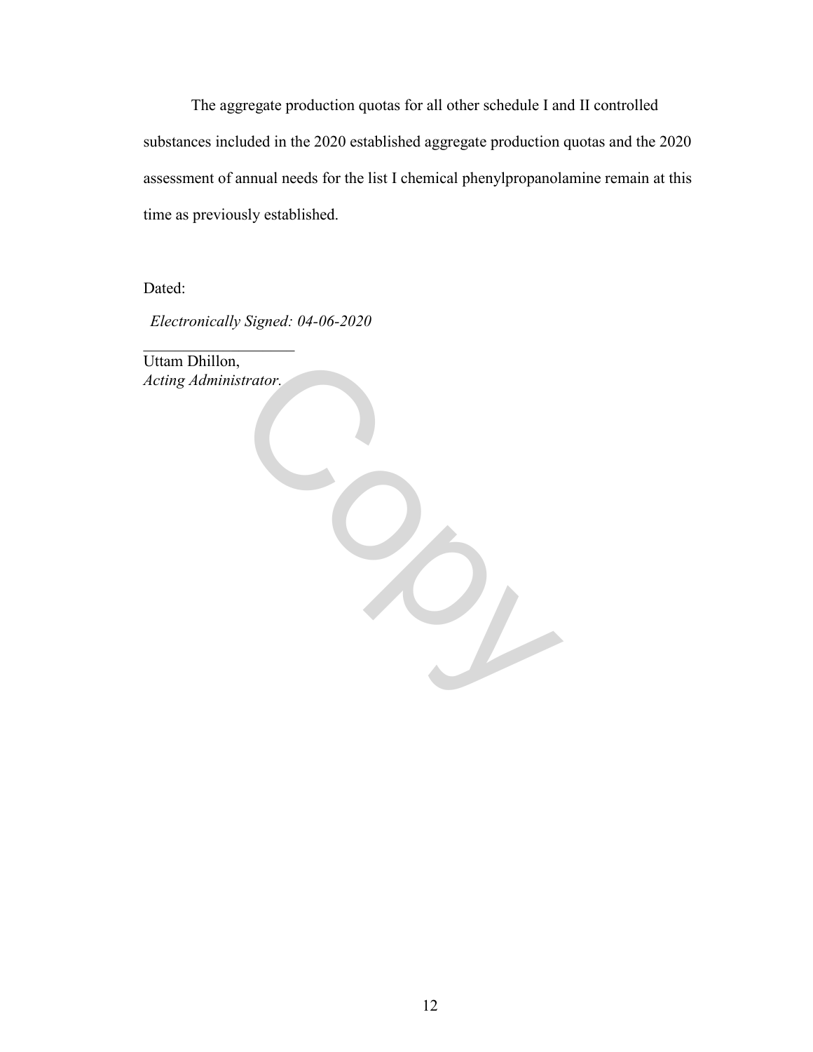The aggregate production quotas for all other schedule I and II controlled substances included in the 2020 established aggregate production quotas and the 2020 assessment of annual needs for the list I chemical phenylpropanolamine remain at this time as previously established.

Dated:

*Electronically Signed: 04-06-2020*

\_\_\_\_\_\_\_\_\_\_\_\_\_\_\_\_\_\_\_\_

Uttam Dhillon,
*Acting Administrator.*